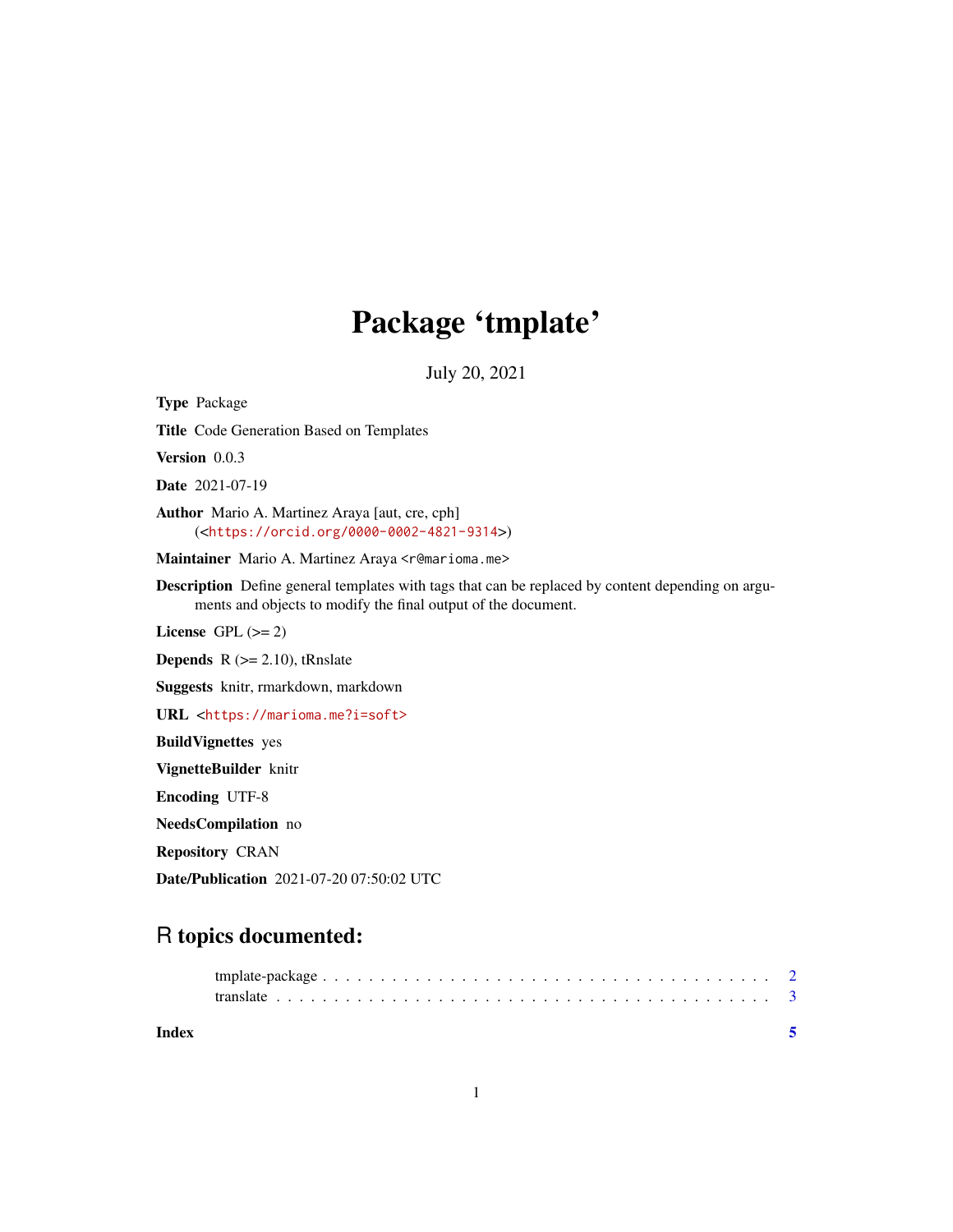# Package 'tmplate'

July 20, 2021

**Type** Package

**Title** Code Generation Based on Templates

**Version** 0.0.3

**Date** 2021-07-19

**Author** Mario A. Martinez Araya [aut, cre, cph] (<https://orcid.org/0000-0002-4821-9314>)

**Maintainer** Mario A. Martinez Araya <r@marioma.me>

**Description** Define general templates with tags that can be replaced by content depending on arguments and objects to modify the final output of the document.

**License** GPL (>= 2)

**Depends** R (>= 2.10), tRnslate

**Suggests** knitr, rmarkdown, markdown

**URL** <https://marioma.me?i=soft>

**BuildVignettes** yes

**VignetteBuilder** knitr

**Encoding** UTF-8

**NeedsCompilation** no

**Repository** CRAN

**Date/Publication** 2021-07-20 07:50:02 UTC

## R topics documented:

tmplate-package . . . . . . . . . . . . . . . . . . . . . . . . . . . . . . . . . . . . 2
translate . . . . . . . . . . . . . . . . . . . . . . . . . . . . . . . . . . . . . . . . 3

**Index** **5**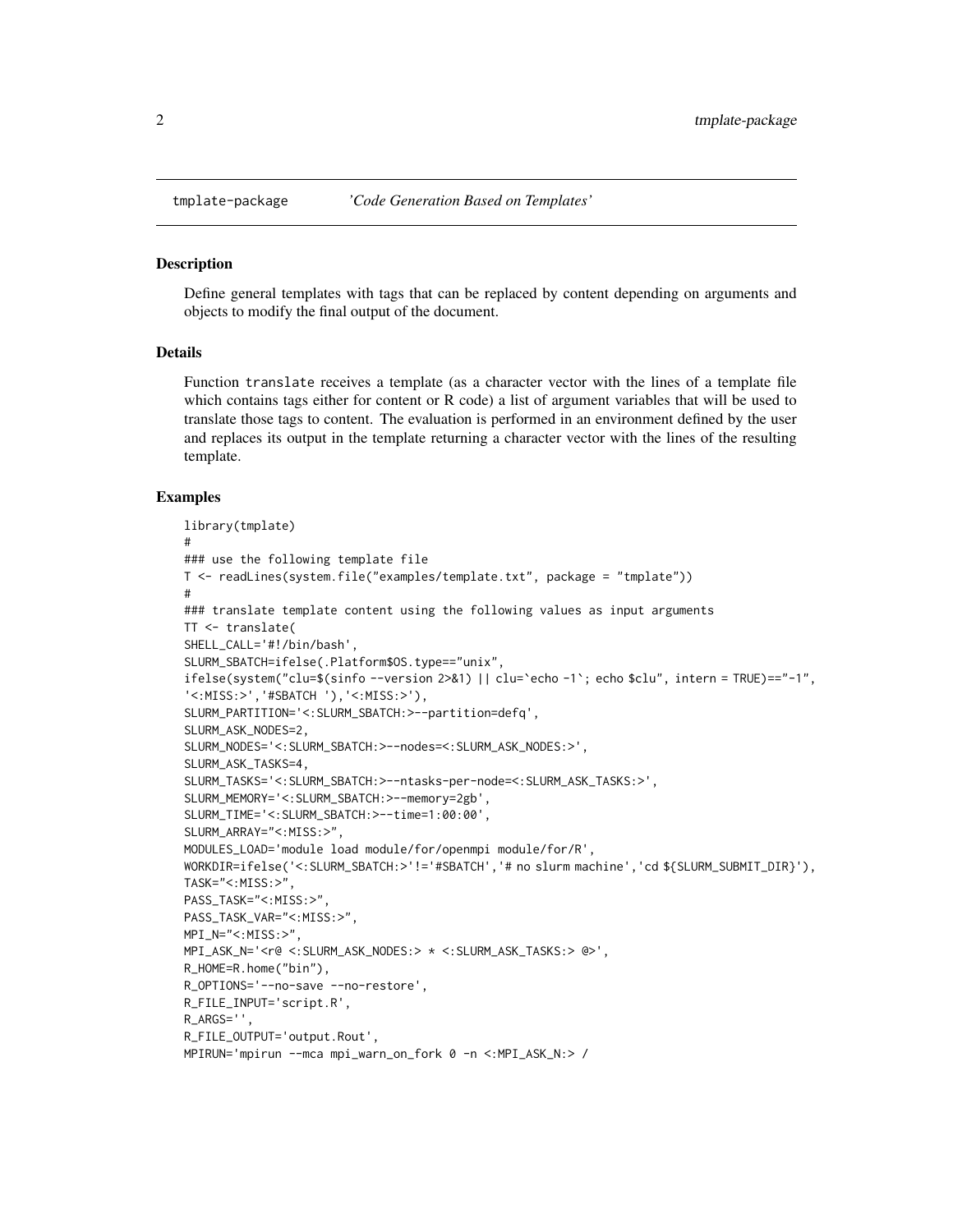tmplate-package    *'Code Generation Based on Templates'*

### Description

Define general templates with tags that can be replaced by content depending on arguments and objects to modify the final output of the document.

### Details

Function translate receives a template (as a character vector with the lines of a template file which contains tags either for content or R code) a list of argument variables that will be used to translate those tags to content. The evaluation is performed in an environment defined by the user and replaces its output in the template returning a character vector with the lines of the resulting template.

### Examples

```
library(tmplate)
#
### use the following template file
T <- readLines(system.file("examples/template.txt", package = "tmplate"))
#
### translate template content using the following values as input arguments
TT <- translate(
SHELL_CALL='#!/bin/bash',
SLURM_SBATCH=ifelse(.Platform$OS.type=="unix",
ifelse(system("clu=$(sinfo --version 2>&1) || clu=`echo -1`; echo $clu", intern = TRUE)=="-1",
'<:MISS:>','#SBATCH '),'<:MISS:>'),
SLURM_PARTITION='<:SLURM_SBATCH:>--partition=defq',
SLURM_ASK_NODES=2,
SLURM_NODES='<:SLURM_SBATCH:>--nodes=<:SLURM_ASK_NODES:>',
SLURM_ASK_TASKS=4,
SLURM_TASKS='<:SLURM_SBATCH:>--ntasks-per-node=<:SLURM_ASK_TASKS:>',
SLURM_MEMORY='<:SLURM_SBATCH:>--memory=2gb',
SLURM_TIME='<:SLURM_SBATCH:>--time=1:00:00',
SLURM_ARRAY="<:MISS:>",
MODULES_LOAD='module load module/for/openmpi module/for/R',
WORKDIR=ifelse('<:SLURM_SBATCH:>'!='#SBATCH','# no slurm machine','cd ${SLURM_SUBMIT_DIR}'),
TASK="<:MISS:>",
PASS_TASK="<:MISS:>",
PASS_TASK_VAR="<:MISS:>",
MPI_N="<:MISS:>",
MPI_ASK_N='<r@ <:SLURM_ASK_NODES:> * <:SLURM_ASK_TASKS:> @>',
R_HOME=R.home("bin"),
R_OPTIONS='--no-save --no-restore',
R_FILE_INPUT='script.R',
R_ARGS='',
R_FILE_OUTPUT='output.Rout',
MPIRUN='mpirun --mca mpi_warn_on_fork 0 -n <:MPI_ASK_N:> /
```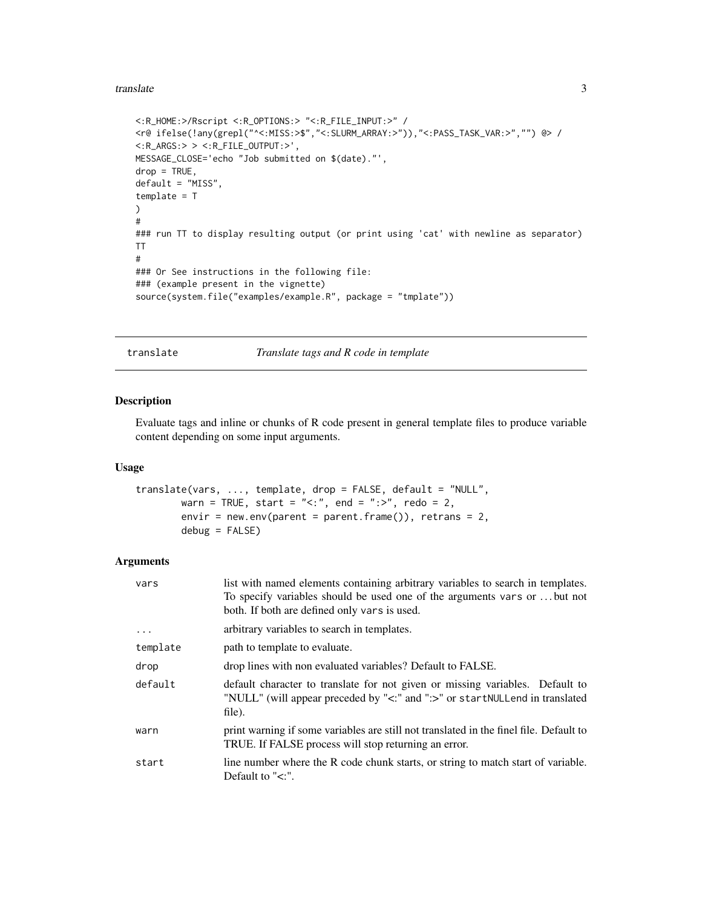```
<:R_HOME:>/Rscript <:R_OPTIONS:> "<:R_FILE_INPUT:>" /
<r@ ifelse(!any(grepl("^<:MISS:>$","<:SLURM_ARRAY:>")),"<:PASS_TASK_VAR:>","") @> /
<:R_ARGS:> > <:R_FILE_OUTPUT:>',
MESSAGE_CLOSE='echo "Job submitted on $(date)."',
drop = TRUE,
default = "MISS",
template = T
)
#
### run TT to display resulting output (or print using 'cat' with newline as separator)
TT
#
### Or See instructions in the following file:
### (example present in the vignette)
source(system.file("examples/example.R", package = "tmplate"))
```

## translate — *Translate tags and R code in template*

### Description

Evaluate tags and inline or chunks of R code present in general template files to produce variable content depending on some input arguments.

### Usage

```
translate(vars, ..., template, drop = FALSE, default = "NULL",
        warn = TRUE, start = "<:", end = ":>", redo = 2,
        envir = new.env(parent = parent.frame()), retrans = 2,
        debug = FALSE)
```

### Arguments

| | |
|---|---|
| `vars` | list with named elements containing arbitrary variables to search in templates. To specify variables should be used one of the arguments `vars` or ... but not both. If both are defined only `vars` is used. |
| `...` | arbitrary variables to search in templates. |
| `template` | path to template to evaluate. |
| `drop` | drop lines with non evaluated variables? Default to FALSE. |
| `default` | default character to translate for not given or missing variables. Default to "NULL" (will appear preceded by "<:" and ":>" or `startNULLend` in translated file). |
| `warn` | print warning if some variables are still not translated in the finel file. Default to TRUE. If FALSE process will stop returning an error. |
| `start` | line number where the R code chunk starts, or string to match start of variable. Default to "<:". |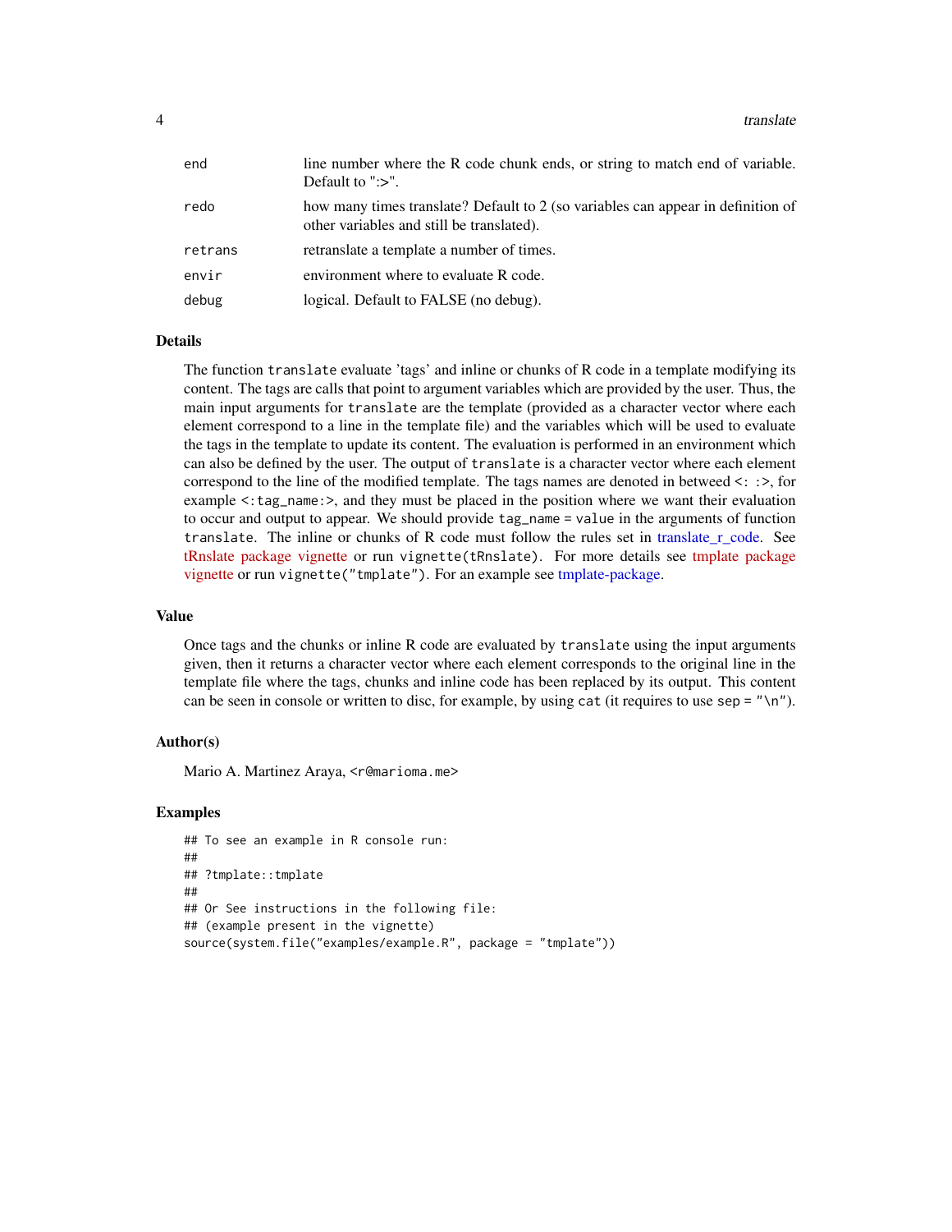| | |
|---|---|
| end | line number where the R code chunk ends, or string to match end of variable. Default to ":>". |
| redo | how many times translate? Default to 2 (so variables can appear in definition of other variables and still be translated). |
| retrans | retranslate a template a number of times. |
| envir | environment where to evaluate R code. |
| debug | logical. Default to FALSE (no debug). |

### Details

The function `translate` evaluate 'tags' and inline or chunks of R code in a template modifying its content. The tags are calls that point to argument variables which are provided by the user. Thus, the main input arguments for `translate` are the template (provided as a character vector where each element correspond to a line in the template file) and the variables which will be used to evaluate the tags in the template to update its content. The evaluation is performed in an environment which can also be defined by the user. The output of `translate` is a character vector where each element correspond to the line of the modified template. The tags names are denoted in betweed `<: :>`, for example `<:tag_name:>`, and they must be placed in the position where we want their evaluation to occur and output to appear. We should provide `tag_name = value` in the arguments of function `translate`. The inline or chunks of R code must follow the rules set in translate_r_code. See tRnslate package vignette or run `vignette(tRnslate)`. For more details see tmplate package vignette or run `vignette("tmplate")`. For an example see tmplate-package.

### Value

Once tags and the chunks or inline R code are evaluated by `translate` using the input arguments given, then it returns a character vector where each element corresponds to the original line in the template file where the tags, chunks and inline code has been replaced by its output. This content can be seen in console or written to disc, for example, by using `cat` (it requires to use `sep = "\n"`).

### Author(s)

Mario A. Martinez Araya, `<r@marioma.me>`

### Examples

```
## To see an example in R console run:
##
## ?tmplate::tmplate
##
## Or See instructions in the following file:
## (example present in the vignette)
source(system.file("examples/example.R", package = "tmplate"))
```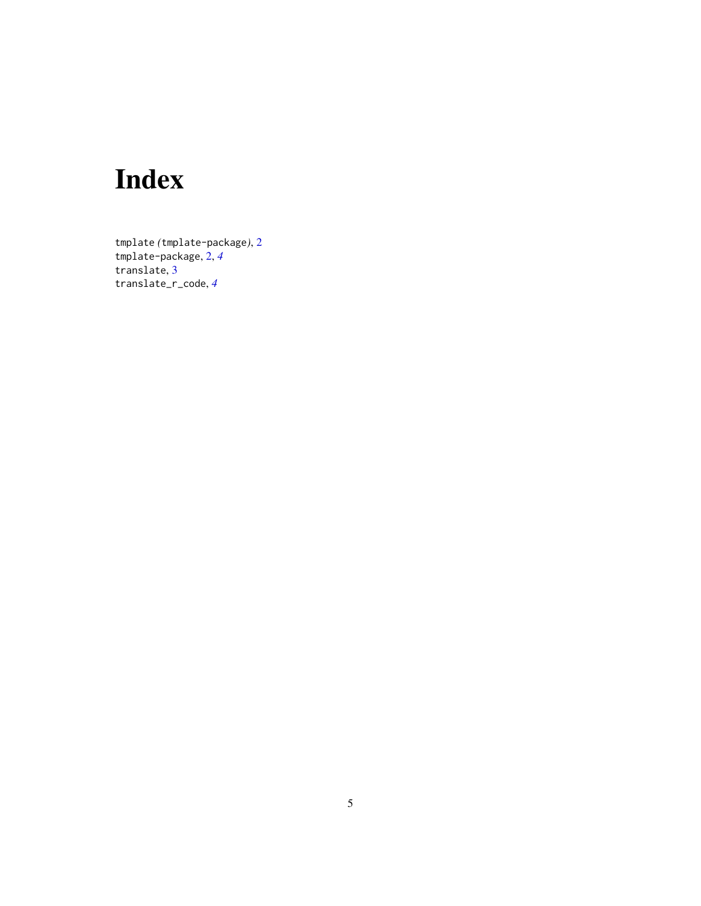# Index

tmplate (tmplate-package), 2  
tmplate-package, 2, *4*  
translate, 3  
translate_r_code, *4*